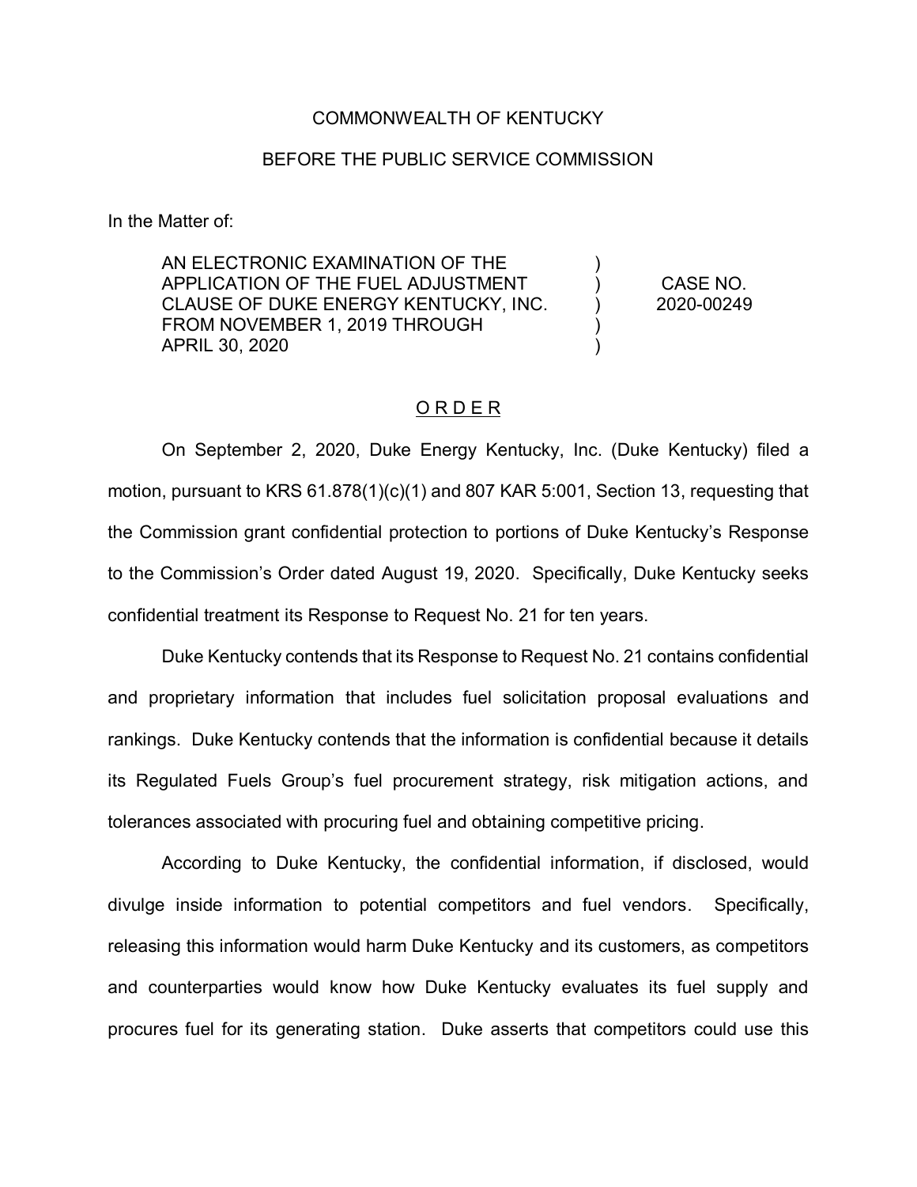COMMONWEALTH OF KENTUCKY

BEFORE THE PUBLIC SERVICE COMMISSION

In the Matter of:

| | | |
|---|---|---|
| AN ELECTRONIC EXAMINATION OF THE APPLICATION OF THE FUEL ADJUSTMENT CLAUSE OF DUKE ENERGY KENTUCKY, INC. FROM NOVEMBER 1, 2019 THROUGH APRIL 30, 2020 | ) ) ) ) ) | CASE NO. 2020-00249 |

O R D E R

On September 2, 2020, Duke Energy Kentucky, Inc. (Duke Kentucky) filed a motion, pursuant to KRS 61.878(1)(c)(1) and 807 KAR 5:001, Section 13, requesting that the Commission grant confidential protection to portions of Duke Kentucky's Response to the Commission's Order dated August 19, 2020. Specifically, Duke Kentucky seeks confidential treatment its Response to Request No. 21 for ten years.

Duke Kentucky contends that its Response to Request No. 21 contains confidential and proprietary information that includes fuel solicitation proposal evaluations and rankings. Duke Kentucky contends that the information is confidential because it details its Regulated Fuels Group's fuel procurement strategy, risk mitigation actions, and tolerances associated with procuring fuel and obtaining competitive pricing.

According to Duke Kentucky, the confidential information, if disclosed, would divulge inside information to potential competitors and fuel vendors. Specifically, releasing this information would harm Duke Kentucky and its customers, as competitors and counterparties would know how Duke Kentucky evaluates its fuel supply and procures fuel for its generating station. Duke asserts that competitors could use this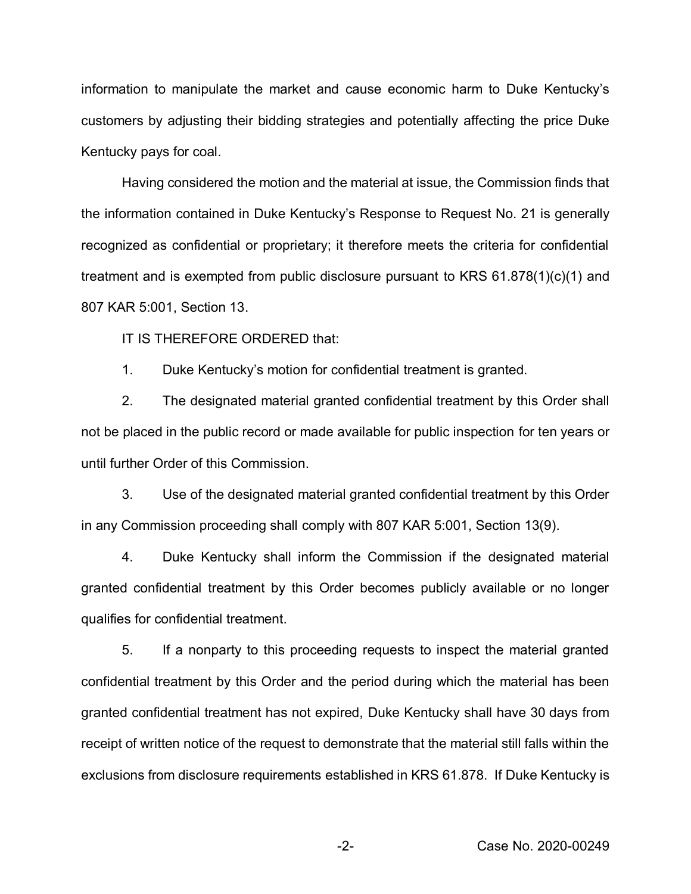information to manipulate the market and cause economic harm to Duke Kentucky's customers by adjusting their bidding strategies and potentially affecting the price Duke Kentucky pays for coal.

Having considered the motion and the material at issue, the Commission finds that the information contained in Duke Kentucky's Response to Request No. 21 is generally recognized as confidential or proprietary; it therefore meets the criteria for confidential treatment and is exempted from public disclosure pursuant to KRS 61.878(1)(c)(1) and 807 KAR 5:001, Section 13.

IT IS THEREFORE ORDERED that:

1. Duke Kentucky's motion for confidential treatment is granted.

2. The designated material granted confidential treatment by this Order shall not be placed in the public record or made available for public inspection for ten years or until further Order of this Commission.

3. Use of the designated material granted confidential treatment by this Order in any Commission proceeding shall comply with 807 KAR 5:001, Section 13(9).

4. Duke Kentucky shall inform the Commission if the designated material granted confidential treatment by this Order becomes publicly available or no longer qualifies for confidential treatment.

5. If a nonparty to this proceeding requests to inspect the material granted confidential treatment by this Order and the period during which the material has been granted confidential treatment has not expired, Duke Kentucky shall have 30 days from receipt of written notice of the request to demonstrate that the material still falls within the exclusions from disclosure requirements established in KRS 61.878. If Duke Kentucky is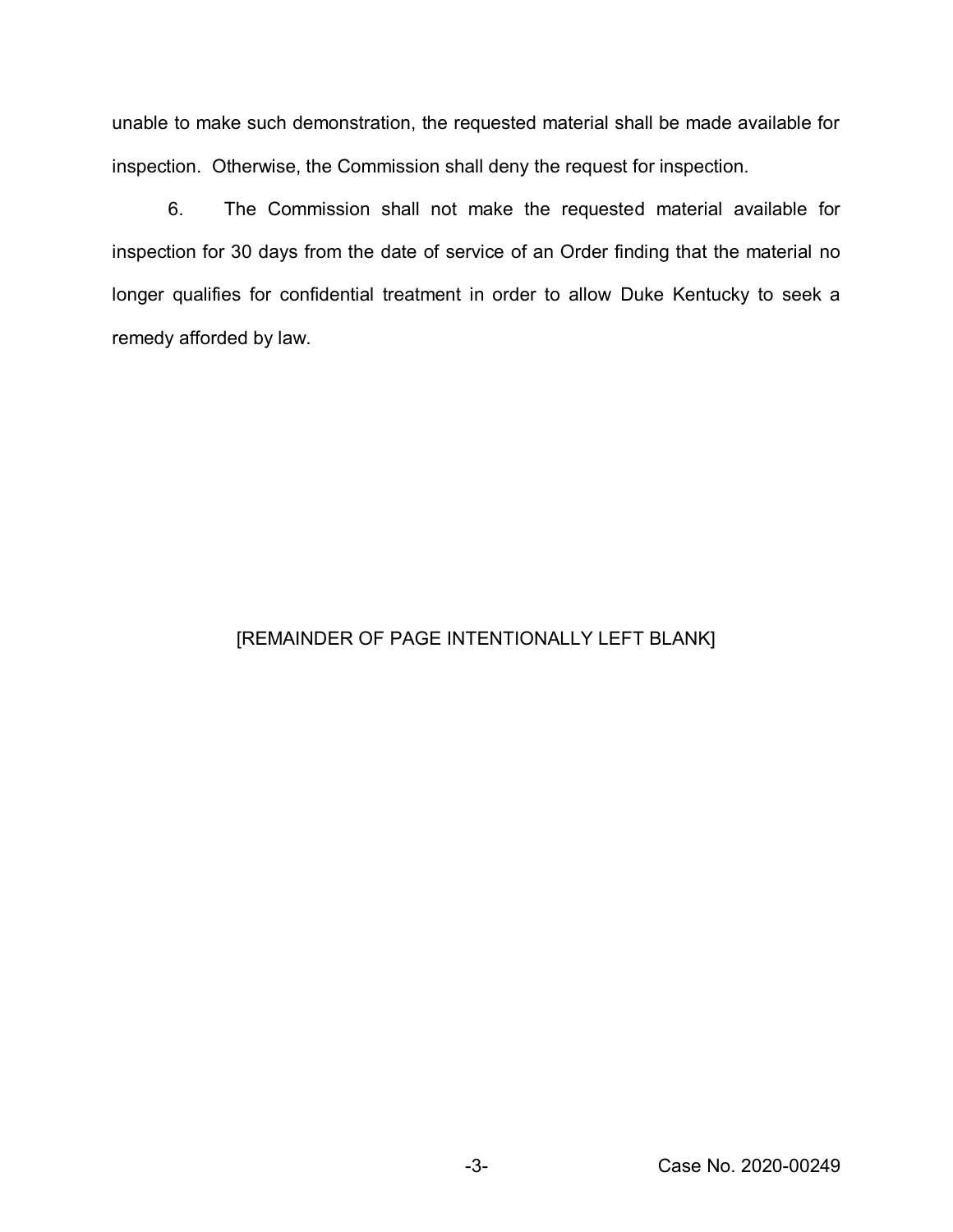unable to make such demonstration, the requested material shall be made available for inspection. Otherwise, the Commission shall deny the request for inspection.

6. The Commission shall not make the requested material available for inspection for 30 days from the date of service of an Order finding that the material no longer qualifies for confidential treatment in order to allow Duke Kentucky to seek a remedy afforded by law.

[REMAINDER OF PAGE INTENTIONALLY LEFT BLANK]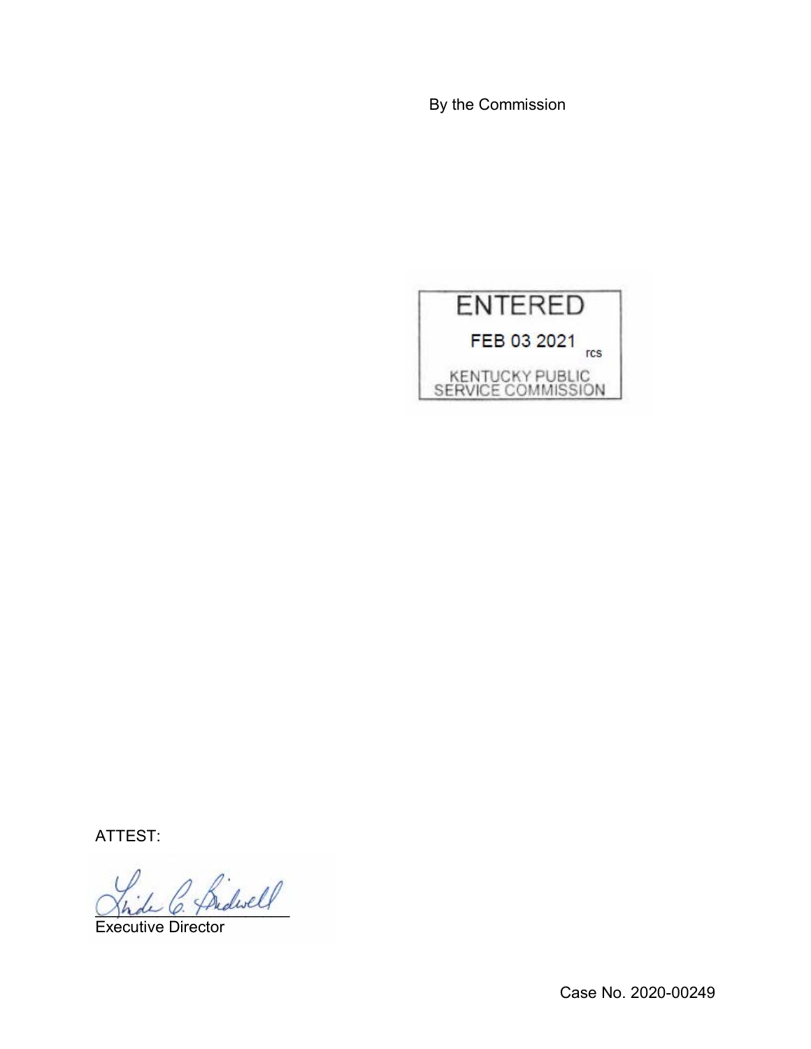By the Commission

ENTERED

FEB 03 2021

KENTUCKY PUBLIC SERVICE COMMISSION

ATTEST:

Executive Director

Case No. 2020-00249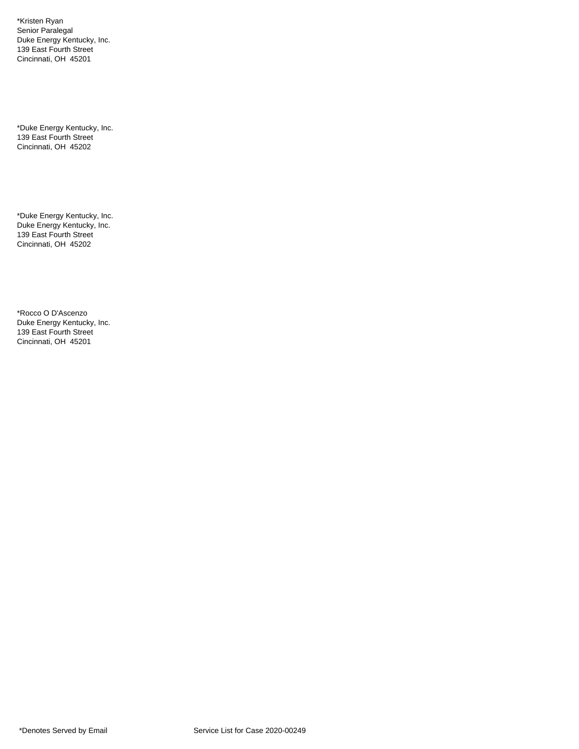*Kristen Ryan
Senior Paralegal
Duke Energy Kentucky, Inc.
139 East Fourth Street
Cincinnati, OH  45201

*Duke Energy Kentucky, Inc.
139 East Fourth Street
Cincinnati, OH  45202

*Duke Energy Kentucky, Inc.
Duke Energy Kentucky, Inc.
139 East Fourth Street
Cincinnati, OH  45202

*Rocco O D'Ascenzo
Duke Energy Kentucky, Inc.
139 East Fourth Street
Cincinnati, OH  45201

*Denotes Served by Email

Service List for Case 2020-00249